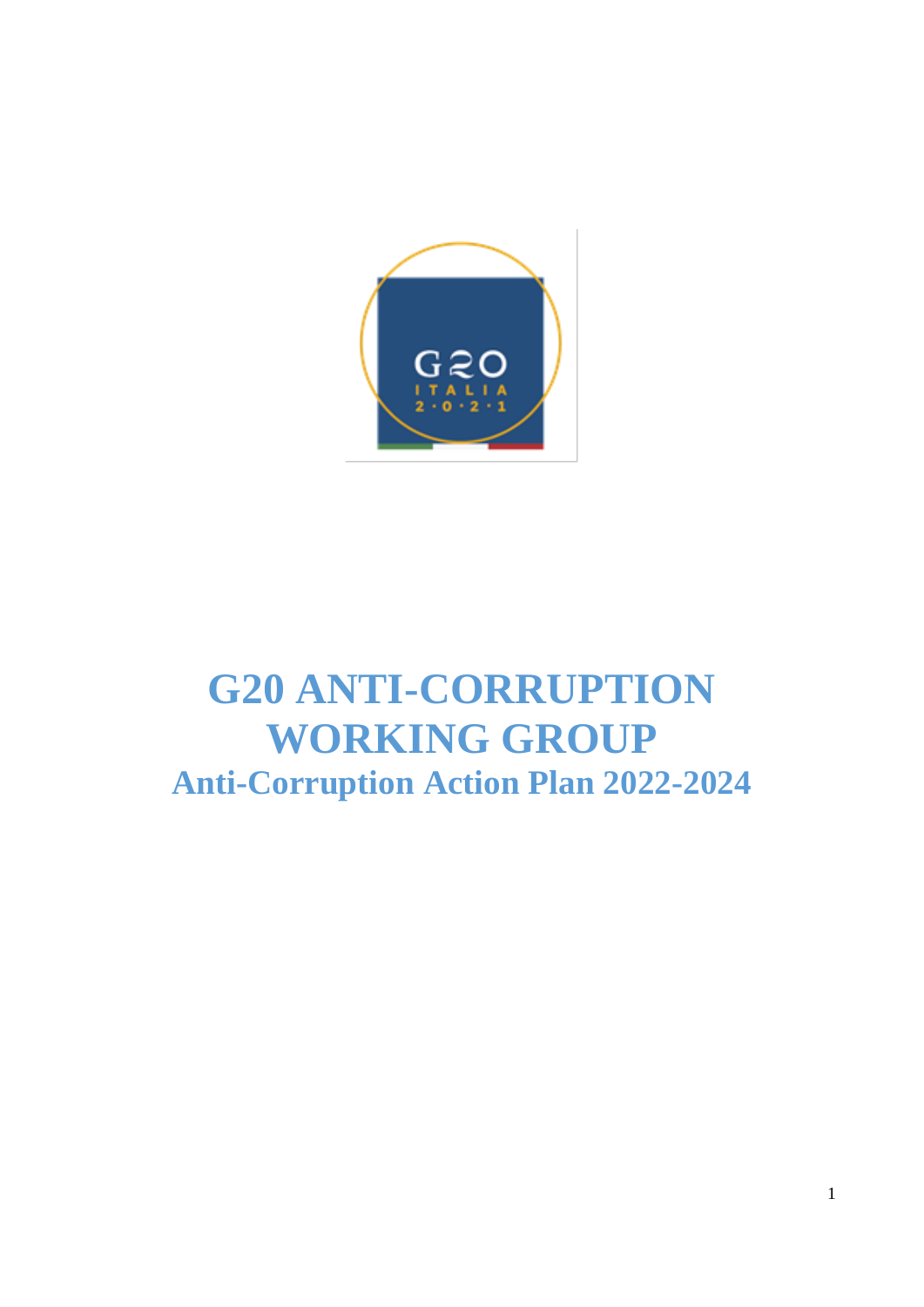# G20 ANTI-CORRUPTION WORKING GROUP

## Anti-Corruption Action Plan 2022-2024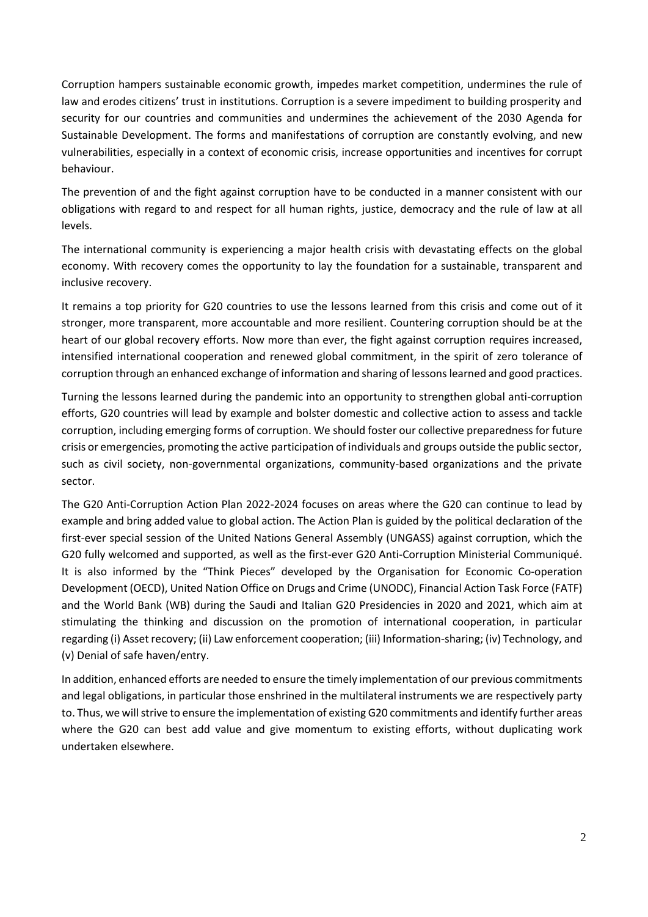Corruption hampers sustainable economic growth, impedes market competition, undermines the rule of law and erodes citizens' trust in institutions. Corruption is a severe impediment to building prosperity and security for our countries and communities and undermines the achievement of the 2030 Agenda for Sustainable Development. The forms and manifestations of corruption are constantly evolving, and new vulnerabilities, especially in a context of economic crisis, increase opportunities and incentives for corrupt behaviour.

The prevention of and the fight against corruption have to be conducted in a manner consistent with our obligations with regard to and respect for all human rights, justice, democracy and the rule of law at all levels.

The international community is experiencing a major health crisis with devastating effects on the global economy. With recovery comes the opportunity to lay the foundation for a sustainable, transparent and inclusive recovery.

It remains a top priority for G20 countries to use the lessons learned from this crisis and come out of it stronger, more transparent, more accountable and more resilient. Countering corruption should be at the heart of our global recovery efforts. Now more than ever, the fight against corruption requires increased, intensified international cooperation and renewed global commitment, in the spirit of zero tolerance of corruption through an enhanced exchange of information and sharing of lessons learned and good practices.

Turning the lessons learned during the pandemic into an opportunity to strengthen global anti-corruption efforts, G20 countries will lead by example and bolster domestic and collective action to assess and tackle corruption, including emerging forms of corruption. We should foster our collective preparedness for future crisis or emergencies, promoting the active participation of individuals and groups outside the public sector, such as civil society, non-governmental organizations, community-based organizations and the private sector.

The G20 Anti-Corruption Action Plan 2022-2024 focuses on areas where the G20 can continue to lead by example and bring added value to global action. The Action Plan is guided by the political declaration of the first-ever special session of the United Nations General Assembly (UNGASS) against corruption, which the G20 fully welcomed and supported, as well as the first-ever G20 Anti-Corruption Ministerial Communiqué. It is also informed by the "Think Pieces" developed by the Organisation for Economic Co-operation Development (OECD), United Nation Office on Drugs and Crime (UNODC), Financial Action Task Force (FATF) and the World Bank (WB) during the Saudi and Italian G20 Presidencies in 2020 and 2021, which aim at stimulating the thinking and discussion on the promotion of international cooperation, in particular regarding (i) Asset recovery; (ii) Law enforcement cooperation; (iii) Information-sharing; (iv) Technology, and (v) Denial of safe haven/entry.

In addition, enhanced efforts are needed to ensure the timely implementation of our previous commitments and legal obligations, in particular those enshrined in the multilateral instruments we are respectively party to. Thus, we will strive to ensure the implementation of existing G20 commitments and identify further areas where the G20 can best add value and give momentum to existing efforts, without duplicating work undertaken elsewhere.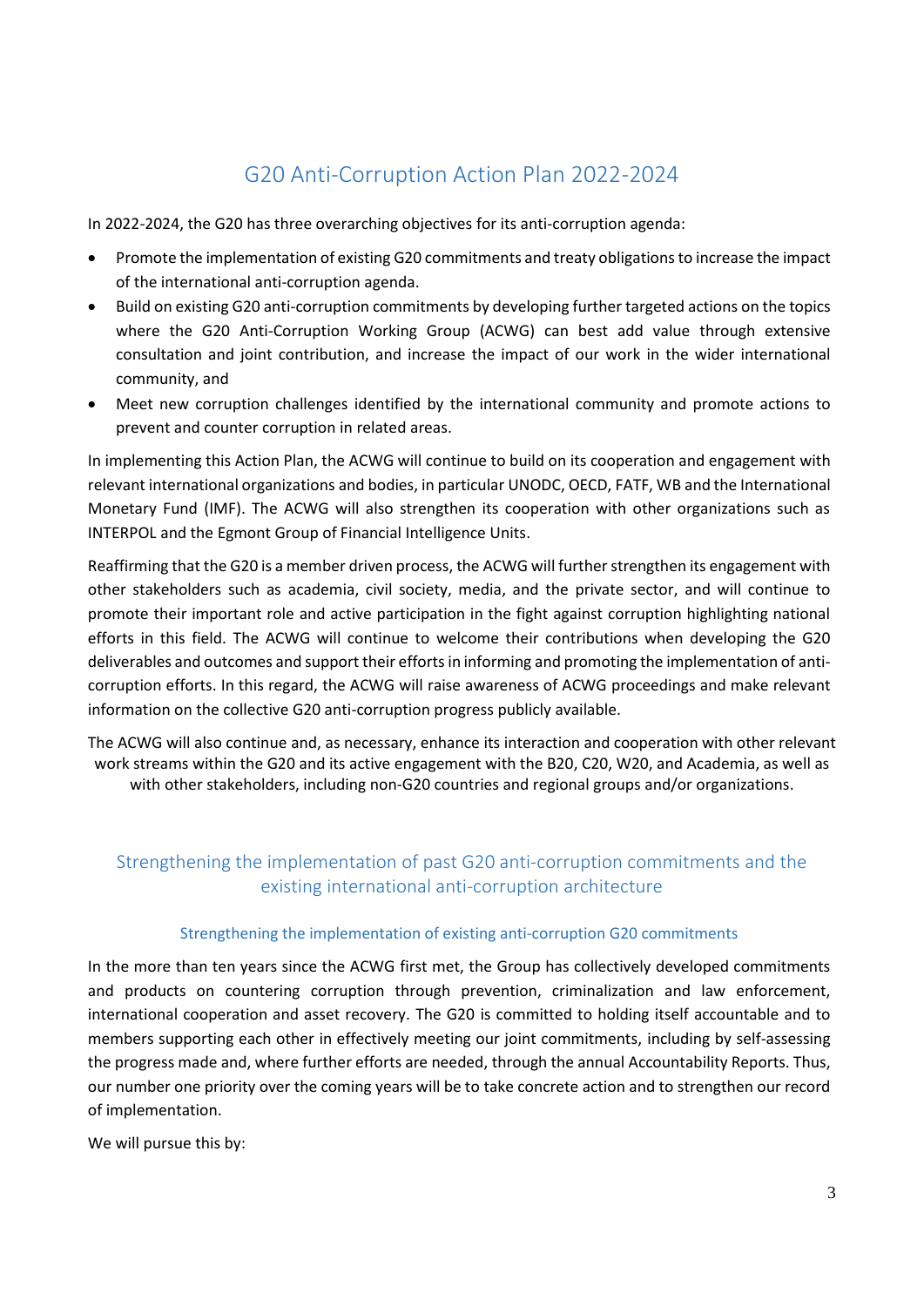# G20 Anti-Corruption Action Plan 2022-2024

In 2022-2024, the G20 has three overarching objectives for its anti-corruption agenda:

- Promote the implementation of existing G20 commitments and treaty obligations to increase the impact of the international anti-corruption agenda.
- Build on existing G20 anti-corruption commitments by developing further targeted actions on the topics where the G20 Anti-Corruption Working Group (ACWG) can best add value through extensive consultation and joint contribution, and increase the impact of our work in the wider international community, and
- Meet new corruption challenges identified by the international community and promote actions to prevent and counter corruption in related areas.

In implementing this Action Plan, the ACWG will continue to build on its cooperation and engagement with relevant international organizations and bodies, in particular UNODC, OECD, FATF, WB and the International Monetary Fund (IMF). The ACWG will also strengthen its cooperation with other organizations such as INTERPOL and the Egmont Group of Financial Intelligence Units.

Reaffirming that the G20 is a member driven process, the ACWG will further strengthen its engagement with other stakeholders such as academia, civil society, media, and the private sector, and will continue to promote their important role and active participation in the fight against corruption highlighting national efforts in this field. The ACWG will continue to welcome their contributions when developing the G20 deliverables and outcomes and support their efforts in informing and promoting the implementation of anti-corruption efforts. In this regard, the ACWG will raise awareness of ACWG proceedings and make relevant information on the collective G20 anti-corruption progress publicly available.

The ACWG will also continue and, as necessary, enhance its interaction and cooperation with other relevant work streams within the G20 and its active engagement with the B20, C20, W20, and Academia, as well as with other stakeholders, including non-G20 countries and regional groups and/or organizations.

## Strengthening the implementation of past G20 anti-corruption commitments and the existing international anti-corruption architecture

### Strengthening the implementation of existing anti-corruption G20 commitments

In the more than ten years since the ACWG first met, the Group has collectively developed commitments and products on countering corruption through prevention, criminalization and law enforcement, international cooperation and asset recovery. The G20 is committed to holding itself accountable and to members supporting each other in effectively meeting our joint commitments, including by self-assessing the progress made and, where further efforts are needed, through the annual Accountability Reports. Thus, our number one priority over the coming years will be to take concrete action and to strengthen our record of implementation.

We will pursue this by: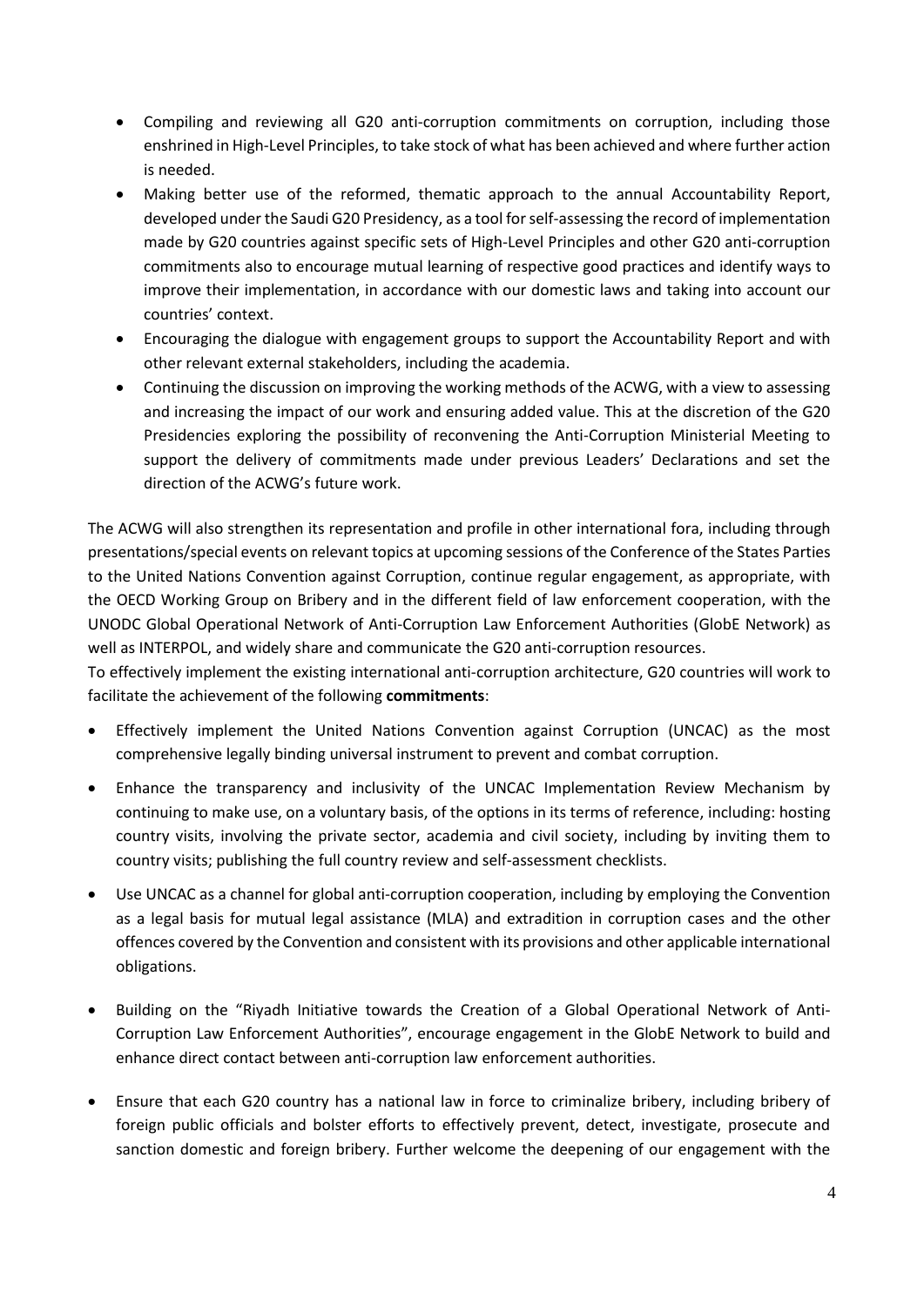- Compiling and reviewing all G20 anti-corruption commitments on corruption, including those enshrined in High-Level Principles, to take stock of what has been achieved and where further action is needed.
- Making better use of the reformed, thematic approach to the annual Accountability Report, developed under the Saudi G20 Presidency, as a tool for self-assessing the record of implementation made by G20 countries against specific sets of High-Level Principles and other G20 anti-corruption commitments also to encourage mutual learning of respective good practices and identify ways to improve their implementation, in accordance with our domestic laws and taking into account our countries' context.
- Encouraging the dialogue with engagement groups to support the Accountability Report and with other relevant external stakeholders, including the academia.
- Continuing the discussion on improving the working methods of the ACWG, with a view to assessing and increasing the impact of our work and ensuring added value. This at the discretion of the G20 Presidencies exploring the possibility of reconvening the Anti-Corruption Ministerial Meeting to support the delivery of commitments made under previous Leaders' Declarations and set the direction of the ACWG's future work.

The ACWG will also strengthen its representation and profile in other international fora, including through presentations/special events on relevant topics at upcoming sessions of the Conference of the States Parties to the United Nations Convention against Corruption, continue regular engagement, as appropriate, with the OECD Working Group on Bribery and in the different field of law enforcement cooperation, with the UNODC Global Operational Network of Anti-Corruption Law Enforcement Authorities (GlobE Network) as well as INTERPOL, and widely share and communicate the G20 anti-corruption resources.

To effectively implement the existing international anti-corruption architecture, G20 countries will work to facilitate the achievement of the following **commitments**:

- Effectively implement the United Nations Convention against Corruption (UNCAC) as the most comprehensive legally binding universal instrument to prevent and combat corruption.
- Enhance the transparency and inclusivity of the UNCAC Implementation Review Mechanism by continuing to make use, on a voluntary basis, of the options in its terms of reference, including: hosting country visits, involving the private sector, academia and civil society, including by inviting them to country visits; publishing the full country review and self-assessment checklists.
- Use UNCAC as a channel for global anti-corruption cooperation, including by employing the Convention as a legal basis for mutual legal assistance (MLA) and extradition in corruption cases and the other offences covered by the Convention and consistent with its provisions and other applicable international obligations.
- Building on the "Riyadh Initiative towards the Creation of a Global Operational Network of Anti-Corruption Law Enforcement Authorities", encourage engagement in the GlobE Network to build and enhance direct contact between anti-corruption law enforcement authorities.
- Ensure that each G20 country has a national law in force to criminalize bribery, including bribery of foreign public officials and bolster efforts to effectively prevent, detect, investigate, prosecute and sanction domestic and foreign bribery. Further welcome the deepening of our engagement with the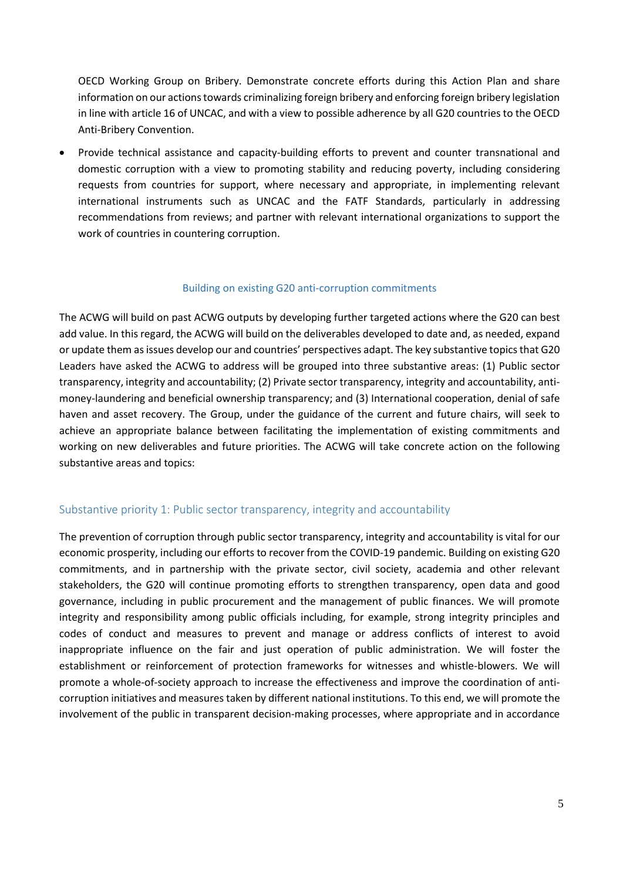OECD Working Group on Bribery. Demonstrate concrete efforts during this Action Plan and share information on our actions towards criminalizing foreign bribery and enforcing foreign bribery legislation in line with article 16 of UNCAC, and with a view to possible adherence by all G20 countries to the OECD Anti-Bribery Convention.

- Provide technical assistance and capacity-building efforts to prevent and counter transnational and domestic corruption with a view to promoting stability and reducing poverty, including considering requests from countries for support, where necessary and appropriate, in implementing relevant international instruments such as UNCAC and the FATF Standards, particularly in addressing recommendations from reviews; and partner with relevant international organizations to support the work of countries in countering corruption.

### Building on existing G20 anti-corruption commitments

The ACWG will build on past ACWG outputs by developing further targeted actions where the G20 can best add value. In this regard, the ACWG will build on the deliverables developed to date and, as needed, expand or update them as issues develop our and countries' perspectives adapt. The key substantive topics that G20 Leaders have asked the ACWG to address will be grouped into three substantive areas: (1) Public sector transparency, integrity and accountability; (2) Private sector transparency, integrity and accountability, anti-money-laundering and beneficial ownership transparency; and (3) International cooperation, denial of safe haven and asset recovery. The Group, under the guidance of the current and future chairs, will seek to achieve an appropriate balance between facilitating the implementation of existing commitments and working on new deliverables and future priorities. The ACWG will take concrete action on the following substantive areas and topics:

## Substantive priority 1: Public sector transparency, integrity and accountability

The prevention of corruption through public sector transparency, integrity and accountability is vital for our economic prosperity, including our efforts to recover from the COVID-19 pandemic. Building on existing G20 commitments, and in partnership with the private sector, civil society, academia and other relevant stakeholders, the G20 will continue promoting efforts to strengthen transparency, open data and good governance, including in public procurement and the management of public finances. We will promote integrity and responsibility among public officials including, for example, strong integrity principles and codes of conduct and measures to prevent and manage or address conflicts of interest to avoid inappropriate influence on the fair and just operation of public administration. We will foster the establishment or reinforcement of protection frameworks for witnesses and whistle-blowers. We will promote a whole-of-society approach to increase the effectiveness and improve the coordination of anti-corruption initiatives and measures taken by different national institutions. To this end, we will promote the involvement of the public in transparent decision-making processes, where appropriate and in accordance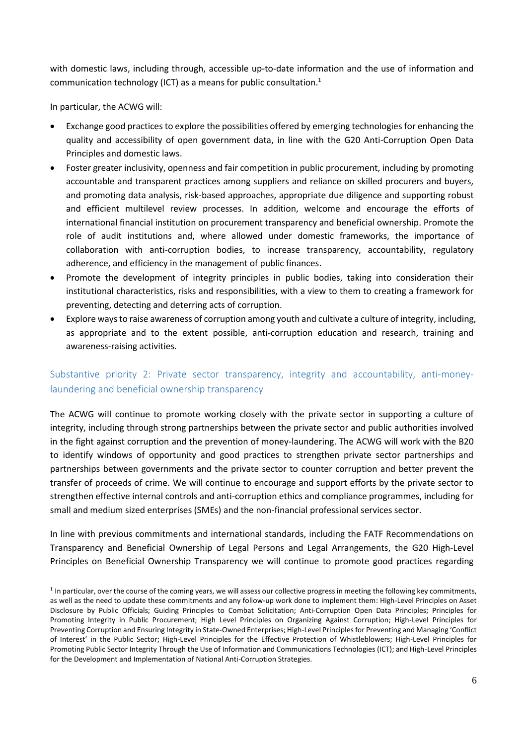with domestic laws, including through, accessible up-to-date information and the use of information and communication technology (ICT) as a means for public consultation.[1]

In particular, the ACWG will:

- Exchange good practices to explore the possibilities offered by emerging technologies for enhancing the quality and accessibility of open government data, in line with the G20 Anti-Corruption Open Data Principles and domestic laws.
- Foster greater inclusivity, openness and fair competition in public procurement, including by promoting accountable and transparent practices among suppliers and reliance on skilled procurers and buyers, and promoting data analysis, risk-based approaches, appropriate due diligence and supporting robust and efficient multilevel review processes. In addition, welcome and encourage the efforts of international financial institution on procurement transparency and beneficial ownership. Promote the role of audit institutions and, where allowed under domestic frameworks, the importance of collaboration with anti-corruption bodies, to increase transparency, accountability, regulatory adherence, and efficiency in the management of public finances.
- Promote the development of integrity principles in public bodies, taking into consideration their institutional characteristics, risks and responsibilities, with a view to them to creating a framework for preventing, detecting and deterring acts of corruption.
- Explore ways to raise awareness of corruption among youth and cultivate a culture of integrity, including, as appropriate and to the extent possible, anti-corruption education and research, training and awareness-raising activities.

## Substantive priority 2: Private sector transparency, integrity and accountability, anti-money-laundering and beneficial ownership transparency

The ACWG will continue to promote working closely with the private sector in supporting a culture of integrity, including through strong partnerships between the private sector and public authorities involved in the fight against corruption and the prevention of money-laundering. The ACWG will work with the B20 to identify windows of opportunity and good practices to strengthen private sector partnerships and partnerships between governments and the private sector to counter corruption and better prevent the transfer of proceeds of crime. We will continue to encourage and support efforts by the private sector to strengthen effective internal controls and anti-corruption ethics and compliance programmes, including for small and medium sized enterprises (SMEs) and the non-financial professional services sector.

In line with previous commitments and international standards, including the FATF Recommendations on Transparency and Beneficial Ownership of Legal Persons and Legal Arrangements, the G20 High-Level Principles on Beneficial Ownership Transparency we will continue to promote good practices regarding

[1] In particular, over the course of the coming years, we will assess our collective progress in meeting the following key commitments, as well as the need to update these commitments and any follow-up work done to implement them: High-Level Principles on Asset Disclosure by Public Officials; Guiding Principles to Combat Solicitation; Anti-Corruption Open Data Principles; Principles for Promoting Integrity in Public Procurement; High Level Principles on Organizing Against Corruption; High-Level Principles for Preventing Corruption and Ensuring Integrity in State-Owned Enterprises; High-Level Principles for Preventing and Managing 'Conflict of Interest' in the Public Sector; High-Level Principles for the Effective Protection of Whistleblowers; High-Level Principles for Promoting Public Sector Integrity Through the Use of Information and Communications Technologies (ICT); and High-Level Principles for the Development and Implementation of National Anti-Corruption Strategies.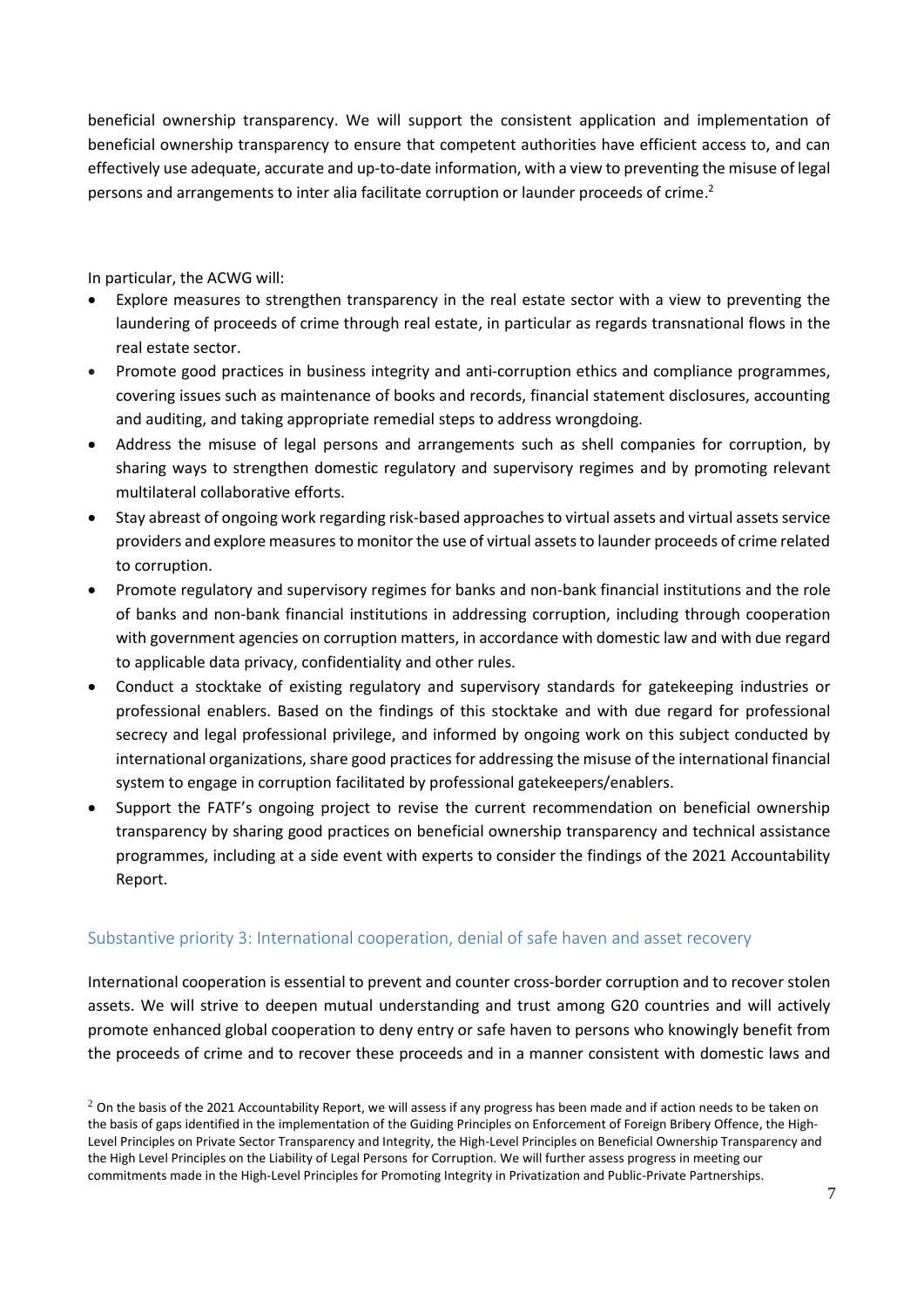beneficial ownership transparency. We will support the consistent application and implementation of beneficial ownership transparency to ensure that competent authorities have efficient access to, and can effectively use adequate, accurate and up-to-date information, with a view to preventing the misuse of legal persons and arrangements to inter alia facilitate corruption or launder proceeds of crime.[2]

In particular, the ACWG will:

- Explore measures to strengthen transparency in the real estate sector with a view to preventing the laundering of proceeds of crime through real estate, in particular as regards transnational flows in the real estate sector.
- Promote good practices in business integrity and anti-corruption ethics and compliance programmes, covering issues such as maintenance of books and records, financial statement disclosures, accounting and auditing, and taking appropriate remedial steps to address wrongdoing.
- Address the misuse of legal persons and arrangements such as shell companies for corruption, by sharing ways to strengthen domestic regulatory and supervisory regimes and by promoting relevant multilateral collaborative efforts.
- Stay abreast of ongoing work regarding risk-based approaches to virtual assets and virtual assets service providers and explore measures to monitor the use of virtual assets to launder proceeds of crime related to corruption.
- Promote regulatory and supervisory regimes for banks and non-bank financial institutions and the role of banks and non-bank financial institutions in addressing corruption, including through cooperation with government agencies on corruption matters, in accordance with domestic law and with due regard to applicable data privacy, confidentiality and other rules.
- Conduct a stocktake of existing regulatory and supervisory standards for gatekeeping industries or professional enablers. Based on the findings of this stocktake and with due regard for professional secrecy and legal professional privilege, and informed by ongoing work on this subject conducted by international organizations, share good practices for addressing the misuse of the international financial system to engage in corruption facilitated by professional gatekeepers/enablers.
- Support the FATF's ongoing project to revise the current recommendation on beneficial ownership transparency by sharing good practices on beneficial ownership transparency and technical assistance programmes, including at a side event with experts to consider the findings of the 2021 Accountability Report.

## Substantive priority 3: International cooperation, denial of safe haven and asset recovery

International cooperation is essential to prevent and counter cross-border corruption and to recover stolen assets. We will strive to deepen mutual understanding and trust among G20 countries and will actively promote enhanced global cooperation to deny entry or safe haven to persons who knowingly benefit from the proceeds of crime and to recover these proceeds and in a manner consistent with domestic laws and

[2] On the basis of the 2021 Accountability Report, we will assess if any progress has been made and if action needs to be taken on the basis of gaps identified in the implementation of the Guiding Principles on Enforcement of Foreign Bribery Offence, the High-Level Principles on Private Sector Transparency and Integrity, the High-Level Principles on Beneficial Ownership Transparency and the High Level Principles on the Liability of Legal Persons for Corruption. We will further assess progress in meeting our commitments made in the High-Level Principles for Promoting Integrity in Privatization and Public-Private Partnerships.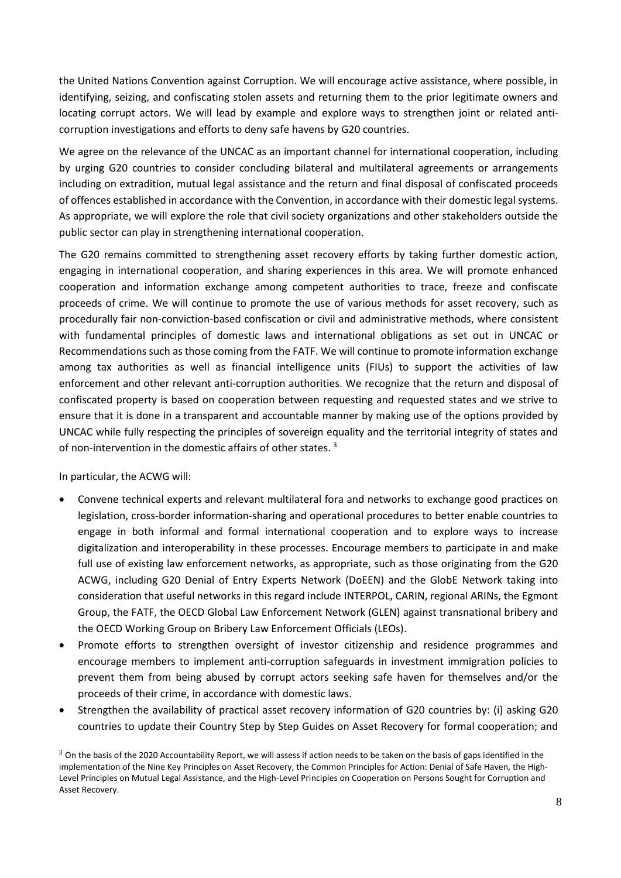the United Nations Convention against Corruption. We will encourage active assistance, where possible, in identifying, seizing, and confiscating stolen assets and returning them to the prior legitimate owners and locating corrupt actors. We will lead by example and explore ways to strengthen joint or related anti-corruption investigations and efforts to deny safe havens by G20 countries.

We agree on the relevance of the UNCAC as an important channel for international cooperation, including by urging G20 countries to consider concluding bilateral and multilateral agreements or arrangements including on extradition, mutual legal assistance and the return and final disposal of confiscated proceeds of offences established in accordance with the Convention, in accordance with their domestic legal systems. As appropriate, we will explore the role that civil society organizations and other stakeholders outside the public sector can play in strengthening international cooperation.

The G20 remains committed to strengthening asset recovery efforts by taking further domestic action, engaging in international cooperation, and sharing experiences in this area. We will promote enhanced cooperation and information exchange among competent authorities to trace, freeze and confiscate proceeds of crime. We will continue to promote the use of various methods for asset recovery, such as procedurally fair non-conviction-based confiscation or civil and administrative methods, where consistent with fundamental principles of domestic laws and international obligations as set out in UNCAC or Recommendations such as those coming from the FATF. We will continue to promote information exchange among tax authorities as well as financial intelligence units (FIUs) to support the activities of law enforcement and other relevant anti-corruption authorities. We recognize that the return and disposal of confiscated property is based on cooperation between requesting and requested states and we strive to ensure that it is done in a transparent and accountable manner by making use of the options provided by UNCAC while fully respecting the principles of sovereign equality and the territorial integrity of states and of non-intervention in the domestic affairs of other states. [3]

In particular, the ACWG will:

- Convene technical experts and relevant multilateral fora and networks to exchange good practices on legislation, cross-border information-sharing and operational procedures to better enable countries to engage in both informal and formal international cooperation and to explore ways to increase digitalization and interoperability in these processes. Encourage members to participate in and make full use of existing law enforcement networks, as appropriate, such as those originating from the G20 ACWG, including G20 Denial of Entry Experts Network (DoEEN) and the GlobE Network taking into consideration that useful networks in this regard include INTERPOL, CARIN, regional ARINs, the Egmont Group, the FATF, the OECD Global Law Enforcement Network (GLEN) against transnational bribery and the OECD Working Group on Bribery Law Enforcement Officials (LEOs).
- Promote efforts to strengthen oversight of investor citizenship and residence programmes and encourage members to implement anti-corruption safeguards in investment immigration policies to prevent them from being abused by corrupt actors seeking safe haven for themselves and/or the proceeds of their crime, in accordance with domestic laws.
- Strengthen the availability of practical asset recovery information of G20 countries by: (i) asking G20 countries to update their Country Step by Step Guides on Asset Recovery for formal cooperation; and

[3] On the basis of the 2020 Accountability Report, we will assess if action needs to be taken on the basis of gaps identified in the implementation of the Nine Key Principles on Asset Recovery, the Common Principles for Action: Denial of Safe Haven, the High-Level Principles on Mutual Legal Assistance, and the High-Level Principles on Cooperation on Persons Sought for Corruption and Asset Recovery.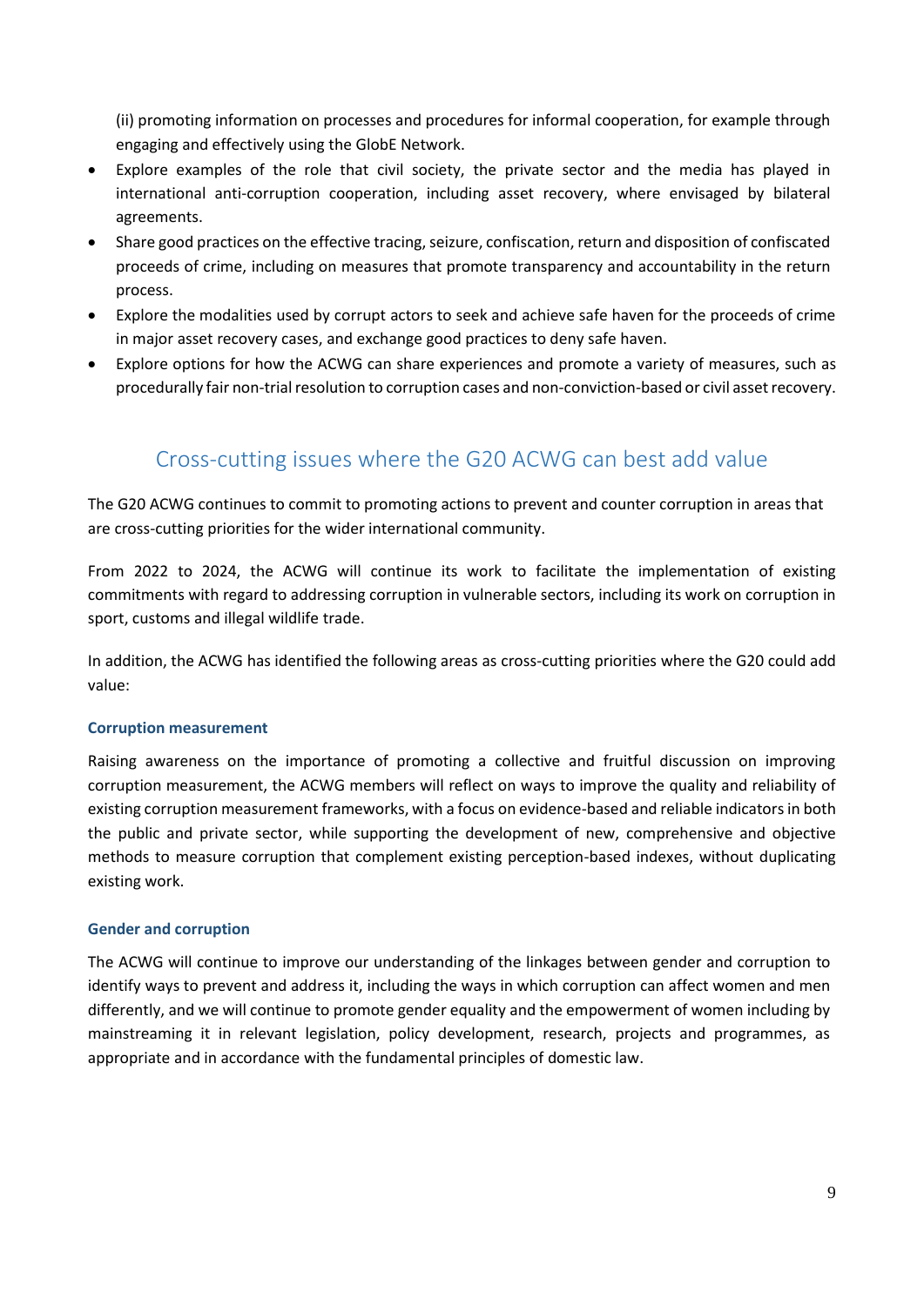(ii) promoting information on processes and procedures for informal cooperation, for example through engaging and effectively using the GlobE Network.

- Explore examples of the role that civil society, the private sector and the media has played in international anti-corruption cooperation, including asset recovery, where envisaged by bilateral agreements.
- Share good practices on the effective tracing, seizure, confiscation, return and disposition of confiscated proceeds of crime, including on measures that promote transparency and accountability in the return process.
- Explore the modalities used by corrupt actors to seek and achieve safe haven for the proceeds of crime in major asset recovery cases, and exchange good practices to deny safe haven.
- Explore options for how the ACWG can share experiences and promote a variety of measures, such as procedurally fair non-trial resolution to corruption cases and non-conviction-based or civil asset recovery.

## Cross-cutting issues where the G20 ACWG can best add value

The G20 ACWG continues to commit to promoting actions to prevent and counter corruption in areas that are cross-cutting priorities for the wider international community.

From 2022 to 2024, the ACWG will continue its work to facilitate the implementation of existing commitments with regard to addressing corruption in vulnerable sectors, including its work on corruption in sport, customs and illegal wildlife trade.

In addition, the ACWG has identified the following areas as cross-cutting priorities where the G20 could add value:

### Corruption measurement

Raising awareness on the importance of promoting a collective and fruitful discussion on improving corruption measurement, the ACWG members will reflect on ways to improve the quality and reliability of existing corruption measurement frameworks, with a focus on evidence-based and reliable indicators in both the public and private sector, while supporting the development of new, comprehensive and objective methods to measure corruption that complement existing perception-based indexes, without duplicating existing work.

### Gender and corruption

The ACWG will continue to improve our understanding of the linkages between gender and corruption to identify ways to prevent and address it, including the ways in which corruption can affect women and men differently, and we will continue to promote gender equality and the empowerment of women including by mainstreaming it in relevant legislation, policy development, research, projects and programmes, as appropriate and in accordance with the fundamental principles of domestic law.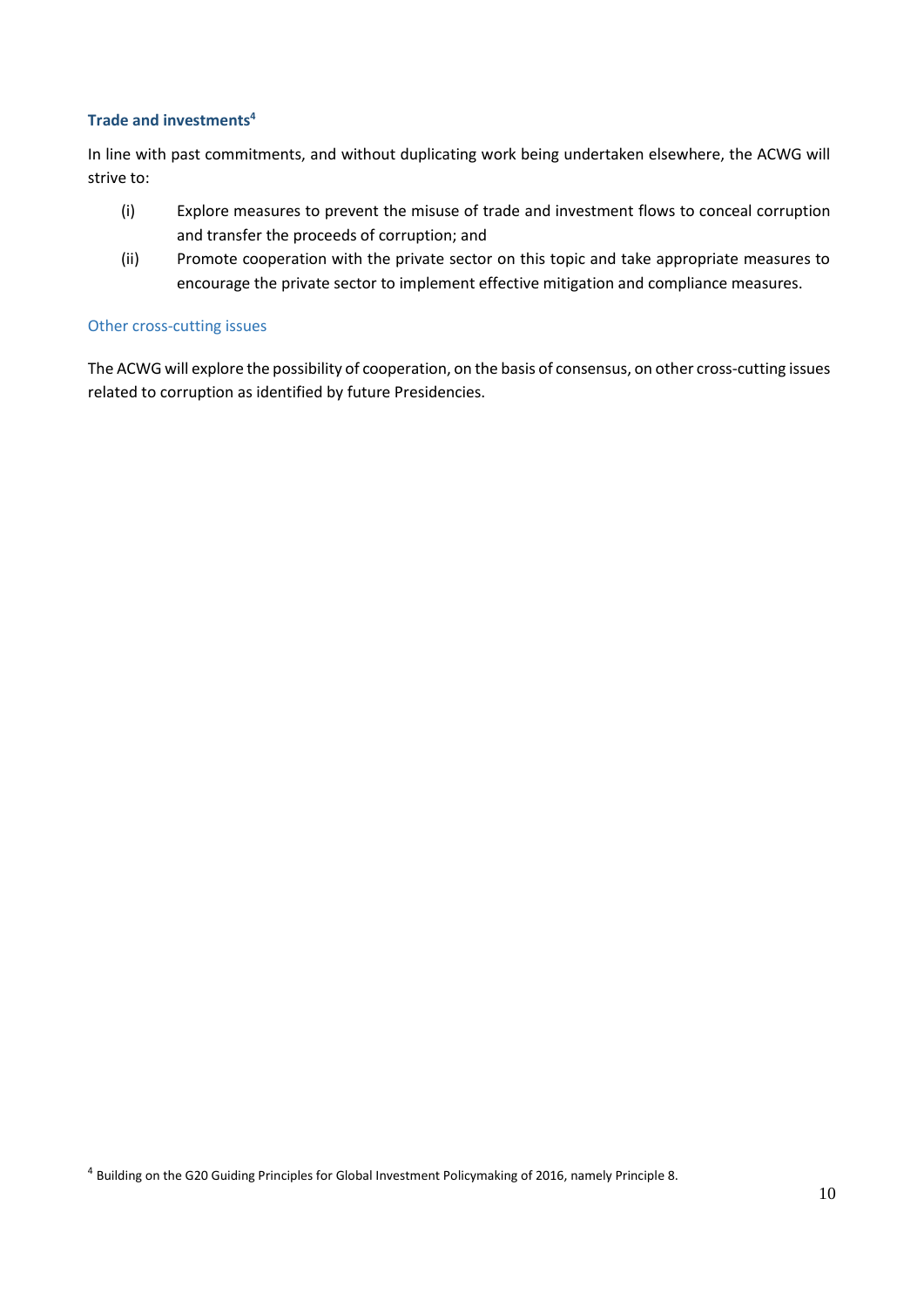### Trade and investments[4]

In line with past commitments, and without duplicating work being undertaken elsewhere, the ACWG will strive to:

(i) Explore measures to prevent the misuse of trade and investment flows to conceal corruption and transfer the proceeds of corruption; and

(ii) Promote cooperation with the private sector on this topic and take appropriate measures to encourage the private sector to implement effective mitigation and compliance measures.

#### Other cross-cutting issues

The ACWG will explore the possibility of cooperation, on the basis of consensus, on other cross-cutting issues related to corruption as identified by future Presidencies.

[4] Building on the G20 Guiding Principles for Global Investment Policymaking of 2016, namely Principle 8.